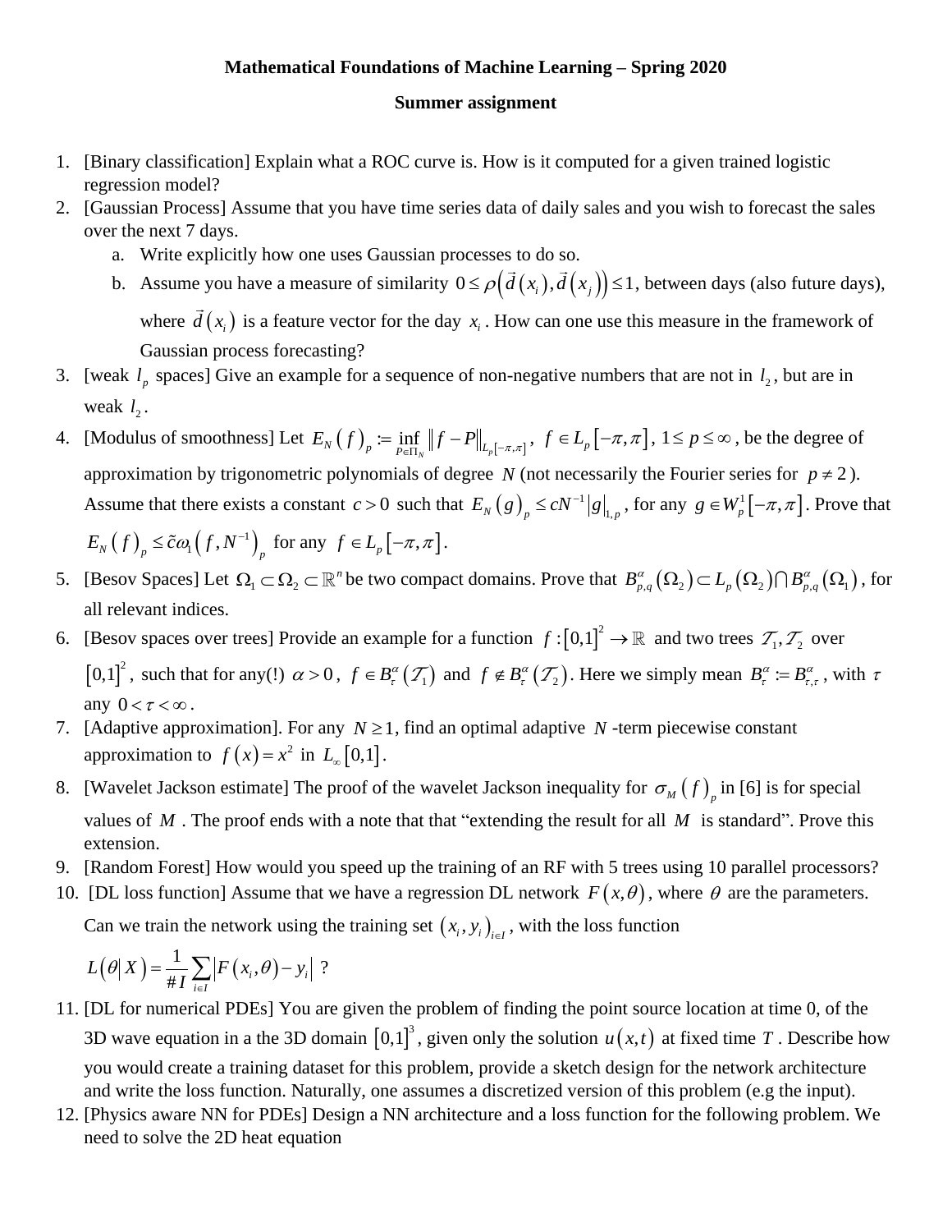**Mathematical Foundations of Machine Learning – Spring 2020**

**Summer assignment**

1. [Binary classification] Explain what a ROC curve is. How is it computed for a given trained logistic regression model?
2. [Gaussian Process] Assume that you have time series data of daily sales and you wish to forecast the sales over the next 7 days.
   a. Write explicitly how one uses Gaussian processes to do so.
   b. Assume you have a measure of similarity $0 \le \rho\left(\vec{d}\left(x_i\right), \vec{d}\left(x_j\right)\right) \le 1$, between days (also future days), where $\vec{d}\left(x_i\right)$ is a feature vector for the day $x_i$. How can one use this measure in the framework of Gaussian process forecasting?
3. [weak $l_p$ spaces] Give an example for a sequence of non-negative numbers that are not in $l_2$, but are in weak $l_2$.
4. [Modulus of smoothness] Let $E_N\left(f\right)_p := \inf_{P \in \Pi_N} \left\| f - P \right\|_{L_p[-\pi,\pi]}$, $f \in L_p\left[-\pi, \pi\right]$, $1 \le p \le \infty$, be the degree of approximation by trigonometric polynomials of degree $N$ (not necessarily the Fourier series for $p \ne 2$). Assume that there exists a constant $c > 0$ such that $E_N\left(g\right)_p \le cN^{-1}\left|g\right|_{1,p}$, for any $g \in W_p^1\left[-\pi, \pi\right]$. Prove that $E_N\left(f\right)_p \le \tilde{c}\omega_1\left(f, N^{-1}\right)_p$ for any $f \in L_p\left[-\pi, \pi\right]$.
5. [Besov Spaces] Let $\Omega_1 \subset \Omega_2 \subset \mathbb{R}^n$ be two compact domains. Prove that $B_{p,q}^{\alpha}\left(\Omega_2\right) \subset L_p\left(\Omega_2\right) \bigcap B_{p,q}^{\alpha}\left(\Omega_1\right)$, for all relevant indices.
6. [Besov spaces over trees] Provide an example for a function $f : \left[0,1\right]^2 \to \mathbb{R}$ and two trees $\mathcal{T}_1, \mathcal{T}_2$ over $\left[0,1\right]^2$, such that for any(!) $\alpha > 0$, $f \in B_{\tau}^{\alpha}\left(\mathcal{T}_1\right)$ and $f \notin B_{\tau}^{\alpha}\left(\mathcal{T}_2\right)$. Here we simply mean $B_{\tau}^{\alpha} := B_{\tau,\tau}^{\alpha}$, with $\tau$ any $0 < \tau < \infty$.
7. [Adaptive approximation]. For any $N \ge 1$, find an optimal adaptive $N$-term piecewise constant approximation to $f\left(x\right) = x^2$ in $L_{\infty}\left[0,1\right]$.
8. [Wavelet Jackson estimate] The proof of the wavelet Jackson inequality for $\sigma_M\left(f\right)_p$ in [6] is for special values of $M$. The proof ends with a note that that "extending the result for all $M$ is standard". Prove this extension.
9. [Random Forest] How would you speed up the training of an RF with 5 trees using 10 parallel processors?
10. [DL loss function] Assume that we have a regression DL network $F\left(x, \theta\right)$, where $\theta$ are the parameters. Can we train the network using the training set $\left(x_i, y_i\right)_{i \in I}$, with the loss function

    $$L\left(\theta \middle| X\right) = \frac{1}{\# I} \sum_{i \in I} \left| F\left(x_i, \theta\right) - y_i \right| \text{ ?}$$

11. [DL for numerical PDEs] You are given the problem of finding the point source location at time 0, of the 3D wave equation in a the 3D domain $\left[0,1\right]^3$, given only the solution $u\left(x,t\right)$ at fixed time $T$. Describe how you would create a training dataset for this problem, provide a sketch design for the network architecture and write the loss function. Naturally, one assumes a discretized version of this problem (e.g the input).
12. [Physics aware NN for PDEs] Design a NN architecture and a loss function for the following problem. We need to solve the 2D heat equation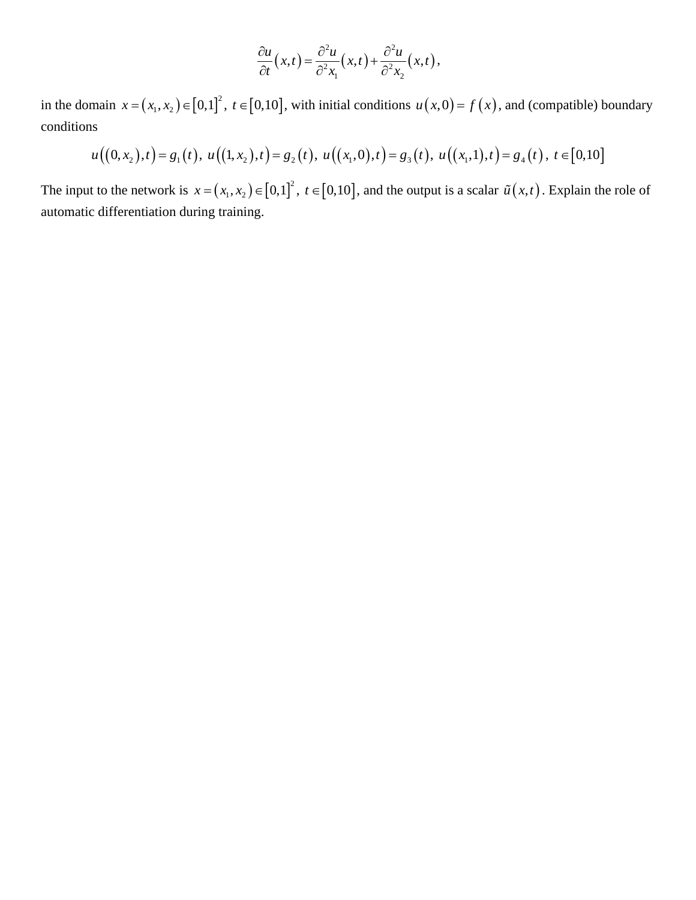$$\frac{\partial u}{\partial t}(x,t) = \frac{\partial^2 u}{\partial^2 x_1}(x,t) + \frac{\partial^2 u}{\partial^2 x_2}(x,t),$$

in the domain $x = (x_1, x_2) \in [0,1]^2$, $t \in [0,10]$, with initial conditions $u(x,0) = f(x)$, and (compatible) boundary conditions

$$u((0,x_2),t) = g_1(t),\ u((1,x_2),t) = g_2(t),\ u((x_1,0),t) = g_3(t),\ u((x_1,1),t) = g_4(t),\ t \in [0,10]$$

The input to the network is $x = (x_1, x_2) \in [0,1]^2$, $t \in [0,10]$, and the output is a scalar $\tilde{u}(x,t)$. Explain the role of automatic differentiation during training.